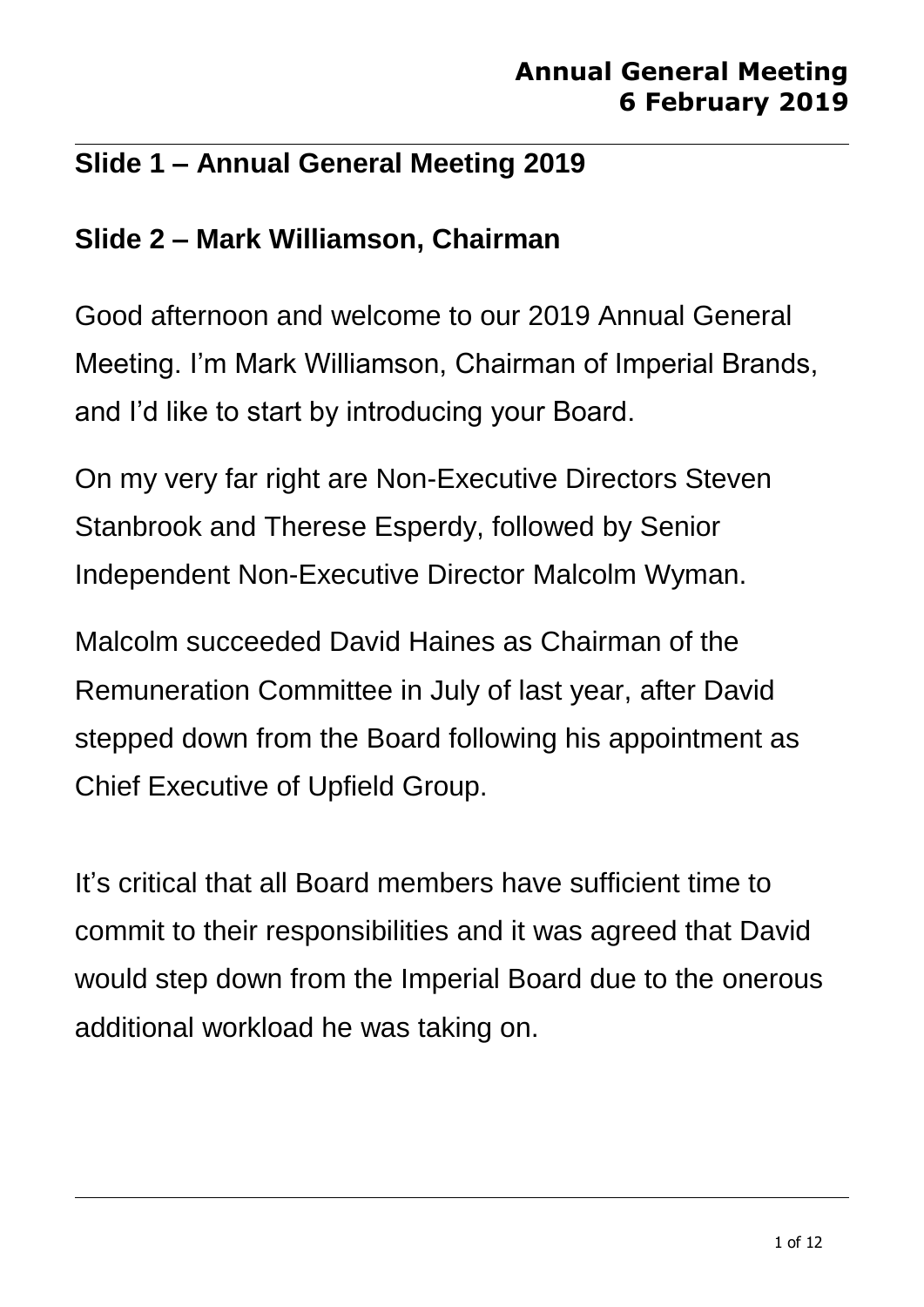# Annual General Meeting 6 February 2019

## Slide 1 – Annual General Meeting 2019

## Slide 2 – Mark Williamson, Chairman

Good afternoon and welcome to our 2019 Annual General Meeting. I'm Mark Williamson, Chairman of Imperial Brands, and I'd like to start by introducing your Board.

On my very far right are Non-Executive Directors Steven Stanbrook and Therese Esperdy, followed by Senior Independent Non-Executive Director Malcolm Wyman.

Malcolm succeeded David Haines as Chairman of the Remuneration Committee in July of last year, after David stepped down from the Board following his appointment as Chief Executive of Upfield Group.

It's critical that all Board members have sufficient time to commit to their responsibilities and it was agreed that David would step down from the Imperial Board due to the onerous additional workload he was taking on.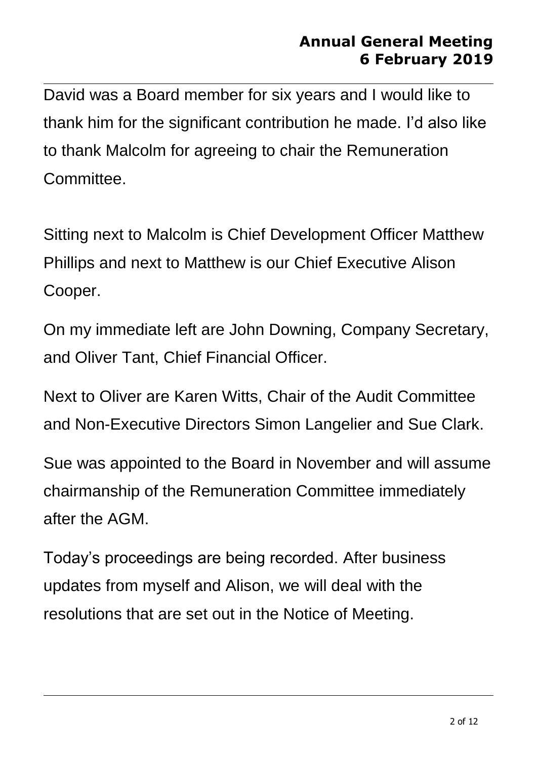David was a Board member for six years and I would like to thank him for the significant contribution he made. I'd also like to thank Malcolm for agreeing to chair the Remuneration Committee.

Sitting next to Malcolm is Chief Development Officer Matthew Phillips and next to Matthew is our Chief Executive Alison Cooper.

On my immediate left are John Downing, Company Secretary, and Oliver Tant, Chief Financial Officer.

Next to Oliver are Karen Witts, Chair of the Audit Committee and Non-Executive Directors Simon Langelier and Sue Clark.

Sue was appointed to the Board in November and will assume chairmanship of the Remuneration Committee immediately after the AGM.

Today's proceedings are being recorded. After business updates from myself and Alison, we will deal with the resolutions that are set out in the Notice of Meeting.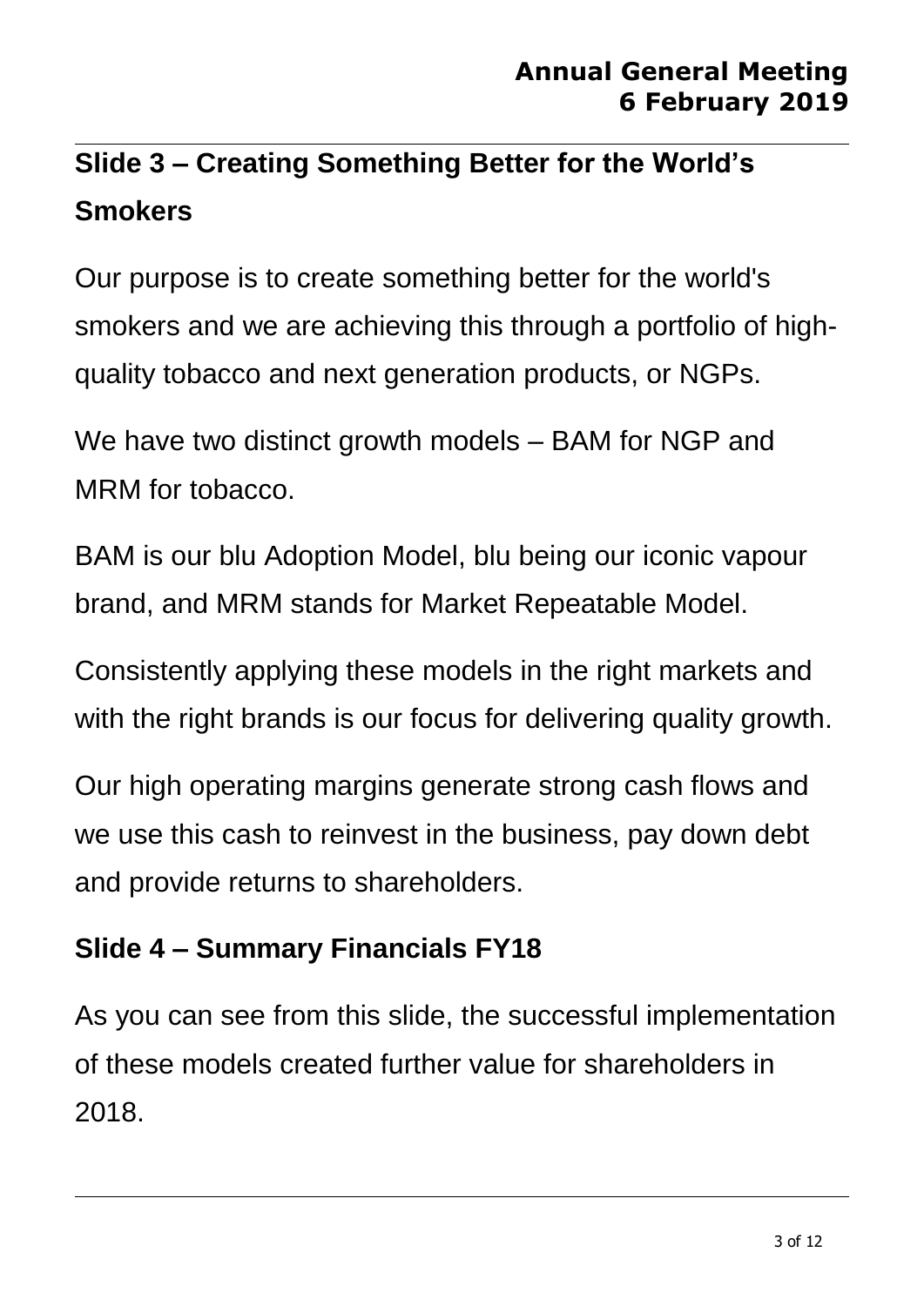## Slide 3 – Creating Something Better for the World's Smokers

Our purpose is to create something better for the world's smokers and we are achieving this through a portfolio of high-quality tobacco and next generation products, or NGPs.

We have two distinct growth models – BAM for NGP and MRM for tobacco.

BAM is our blu Adoption Model, blu being our iconic vapour brand, and MRM stands for Market Repeatable Model.

Consistently applying these models in the right markets and with the right brands is our focus for delivering quality growth.

Our high operating margins generate strong cash flows and we use this cash to reinvest in the business, pay down debt and provide returns to shareholders.

## Slide 4 – Summary Financials FY18

As you can see from this slide, the successful implementation of these models created further value for shareholders in 2018.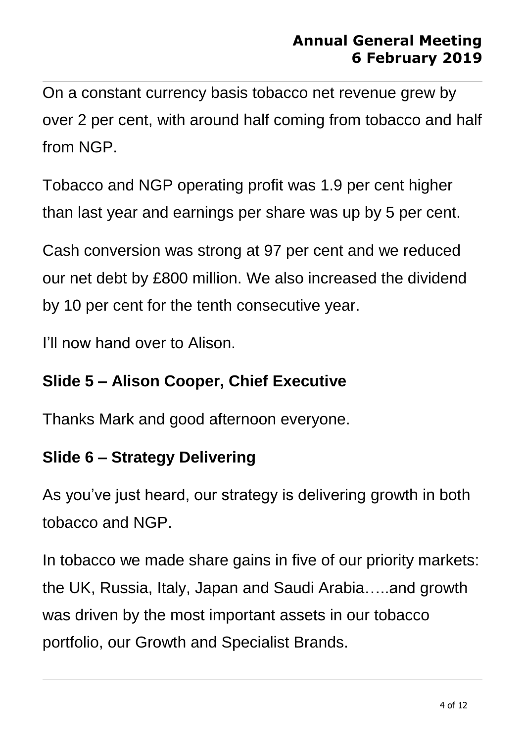On a constant currency basis tobacco net revenue grew by over 2 per cent, with around half coming from tobacco and half from NGP.

Tobacco and NGP operating profit was 1.9 per cent higher than last year and earnings per share was up by 5 per cent.

Cash conversion was strong at 97 per cent and we reduced our net debt by £800 million. We also increased the dividend by 10 per cent for the tenth consecutive year.

I'll now hand over to Alison.

## Slide 5 – Alison Cooper, Chief Executive

Thanks Mark and good afternoon everyone.

## Slide 6 – Strategy Delivering

As you've just heard, our strategy is delivering growth in both tobacco and NGP.

In tobacco we made share gains in five of our priority markets: the UK, Russia, Italy, Japan and Saudi Arabia…..and growth was driven by the most important assets in our tobacco portfolio, our Growth and Specialist Brands.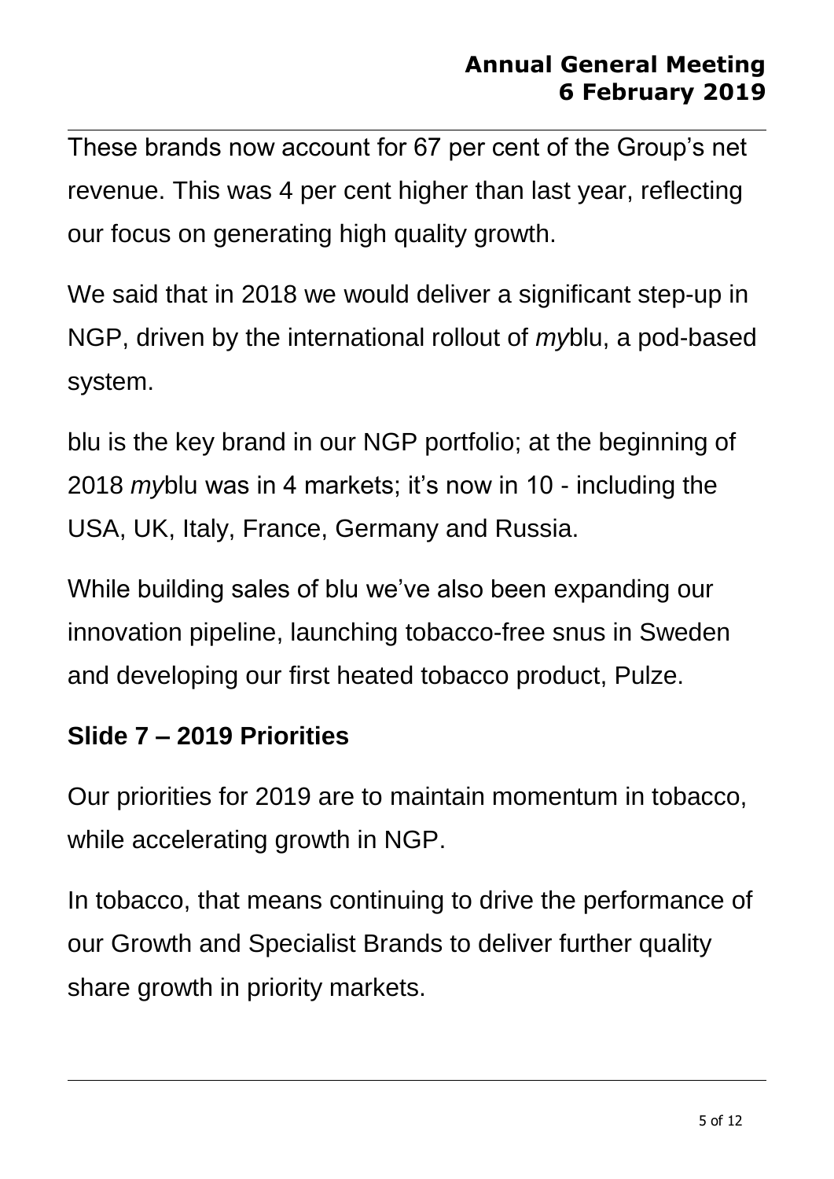These brands now account for 67 per cent of the Group's net revenue. This was 4 per cent higher than last year, reflecting our focus on generating high quality growth.

We said that in 2018 we would deliver a significant step-up in NGP, driven by the international rollout of *my*blu, a pod-based system.

blu is the key brand in our NGP portfolio; at the beginning of 2018 *my*blu was in 4 markets; it's now in 10 - including the USA, UK, Italy, France, Germany and Russia.

While building sales of blu we've also been expanding our innovation pipeline, launching tobacco-free snus in Sweden and developing our first heated tobacco product, Pulze.

## Slide 7 – 2019 Priorities

Our priorities for 2019 are to maintain momentum in tobacco, while accelerating growth in NGP.

In tobacco, that means continuing to drive the performance of our Growth and Specialist Brands to deliver further quality share growth in priority markets.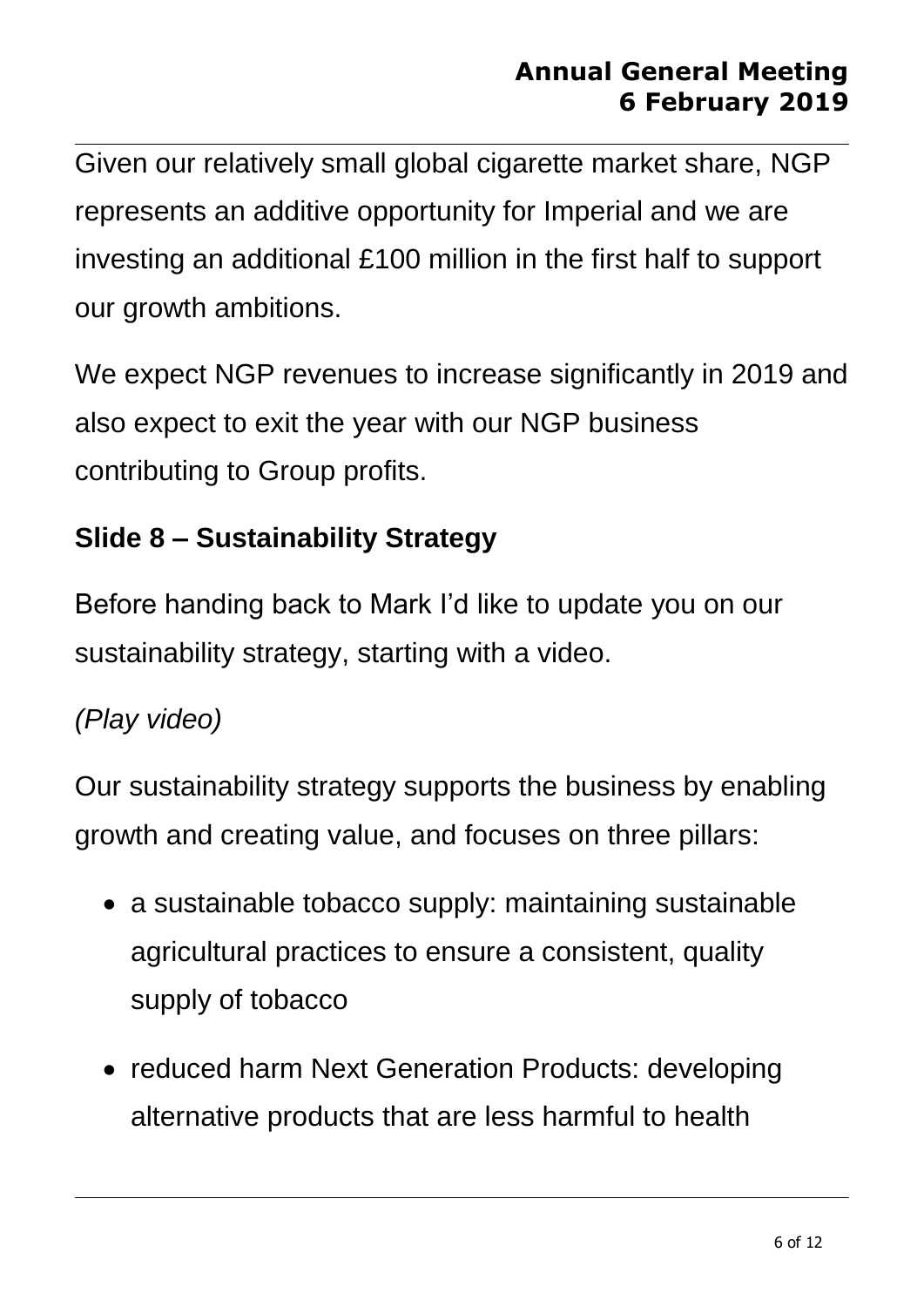Given our relatively small global cigarette market share, NGP represents an additive opportunity for Imperial and we are investing an additional £100 million in the first half to support our growth ambitions.

We expect NGP revenues to increase significantly in 2019 and also expect to exit the year with our NGP business contributing to Group profits.

## Slide 8 – Sustainability Strategy

Before handing back to Mark I'd like to update you on our sustainability strategy, starting with a video.

*(Play video)*

Our sustainability strategy supports the business by enabling growth and creating value, and focuses on three pillars:

- a sustainable tobacco supply: maintaining sustainable agricultural practices to ensure a consistent, quality supply of tobacco
- reduced harm Next Generation Products: developing alternative products that are less harmful to health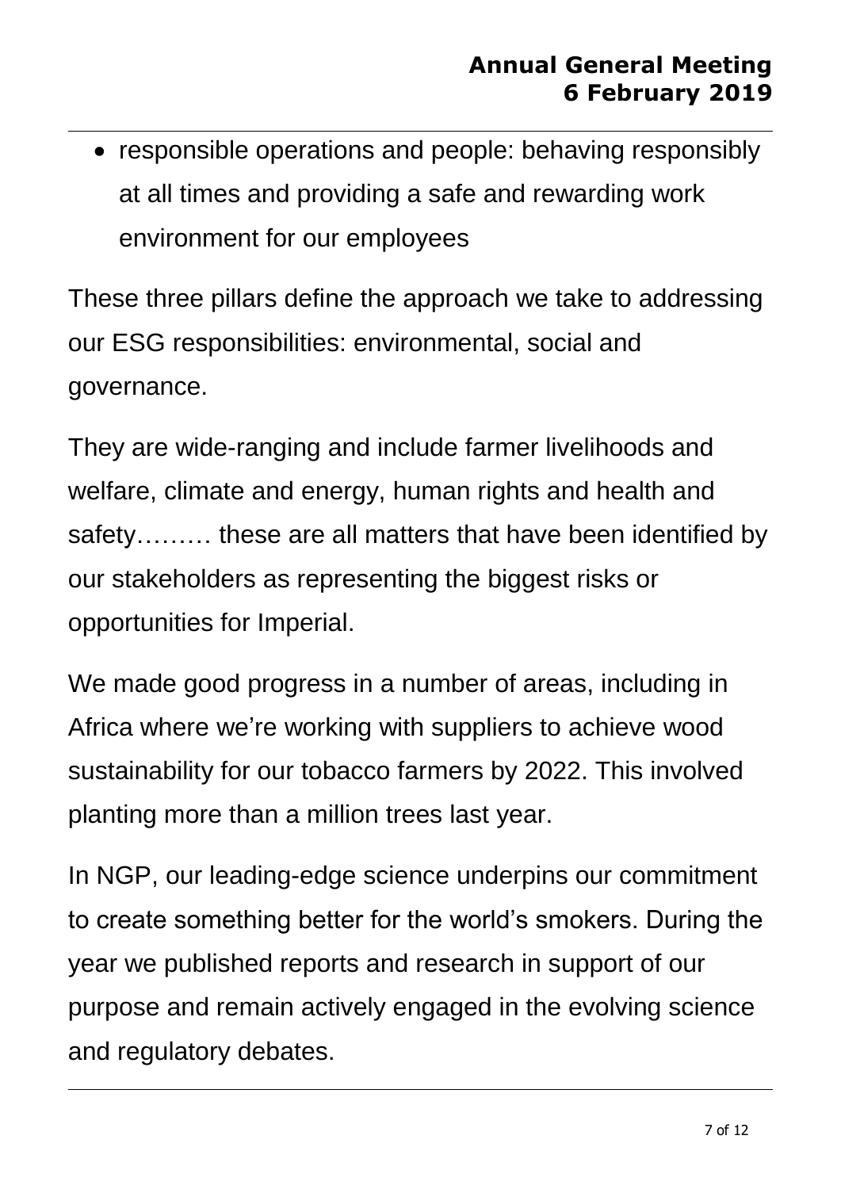- responsible operations and people: behaving responsibly at all times and providing a safe and rewarding work environment for our employees

These three pillars define the approach we take to addressing our ESG responsibilities: environmental, social and governance.

They are wide-ranging and include farmer livelihoods and welfare, climate and energy, human rights and health and safety……… these are all matters that have been identified by our stakeholders as representing the biggest risks or opportunities for Imperial.

We made good progress in a number of areas, including in Africa where we're working with suppliers to achieve wood sustainability for our tobacco farmers by 2022. This involved planting more than a million trees last year.

In NGP, our leading-edge science underpins our commitment to create something better for the world's smokers. During the year we published reports and research in support of our purpose and remain actively engaged in the evolving science and regulatory debates.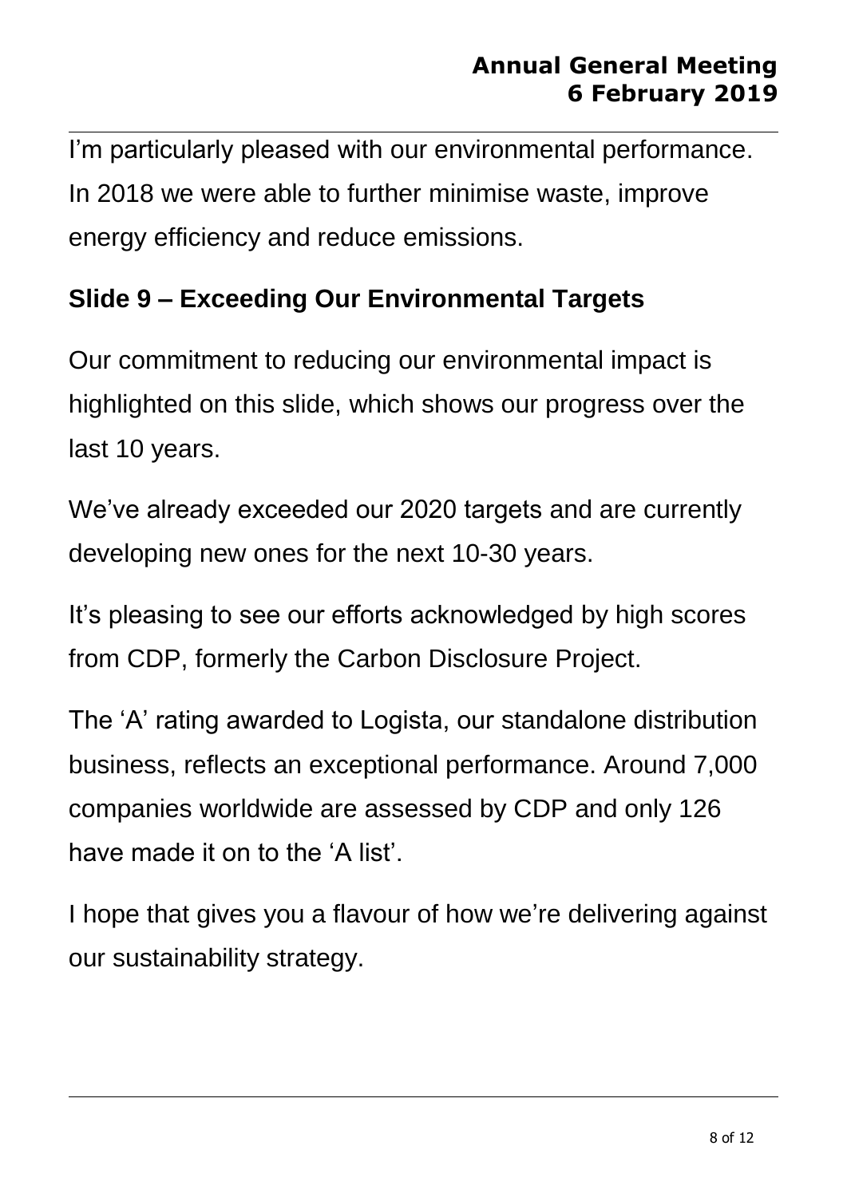I'm particularly pleased with our environmental performance. In 2018 we were able to further minimise waste, improve energy efficiency and reduce emissions.

**Slide 9 – Exceeding Our Environmental Targets**

Our commitment to reducing our environmental impact is highlighted on this slide, which shows our progress over the last 10 years.

We've already exceeded our 2020 targets and are currently developing new ones for the next 10-30 years.

It's pleasing to see our efforts acknowledged by high scores from CDP, formerly the Carbon Disclosure Project.

The 'A' rating awarded to Logista, our standalone distribution business, reflects an exceptional performance. Around 7,000 companies worldwide are assessed by CDP and only 126 have made it on to the 'A list'.

I hope that gives you a flavour of how we're delivering against our sustainability strategy.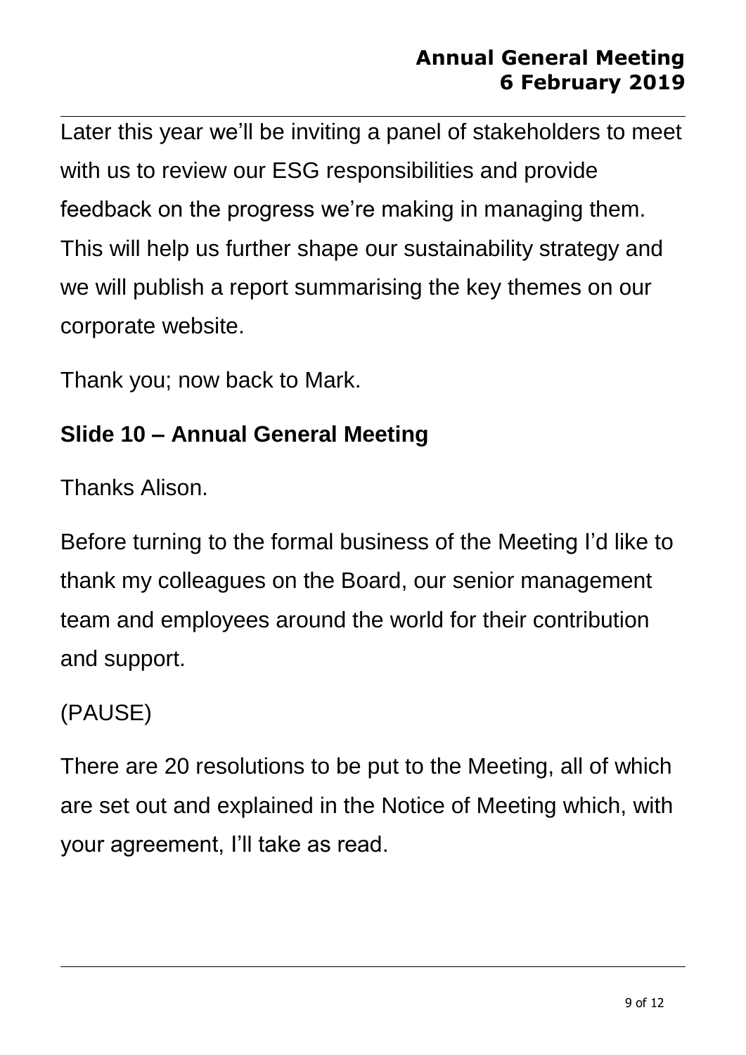Later this year we'll be inviting a panel of stakeholders to meet with us to review our ESG responsibilities and provide feedback on the progress we're making in managing them. This will help us further shape our sustainability strategy and we will publish a report summarising the key themes on our corporate website.

Thank you; now back to Mark.

## Slide 10 – Annual General Meeting

Thanks Alison.

Before turning to the formal business of the Meeting I'd like to thank my colleagues on the Board, our senior management team and employees around the world for their contribution and support.

(PAUSE)

There are 20 resolutions to be put to the Meeting, all of which are set out and explained in the Notice of Meeting which, with your agreement, I'll take as read.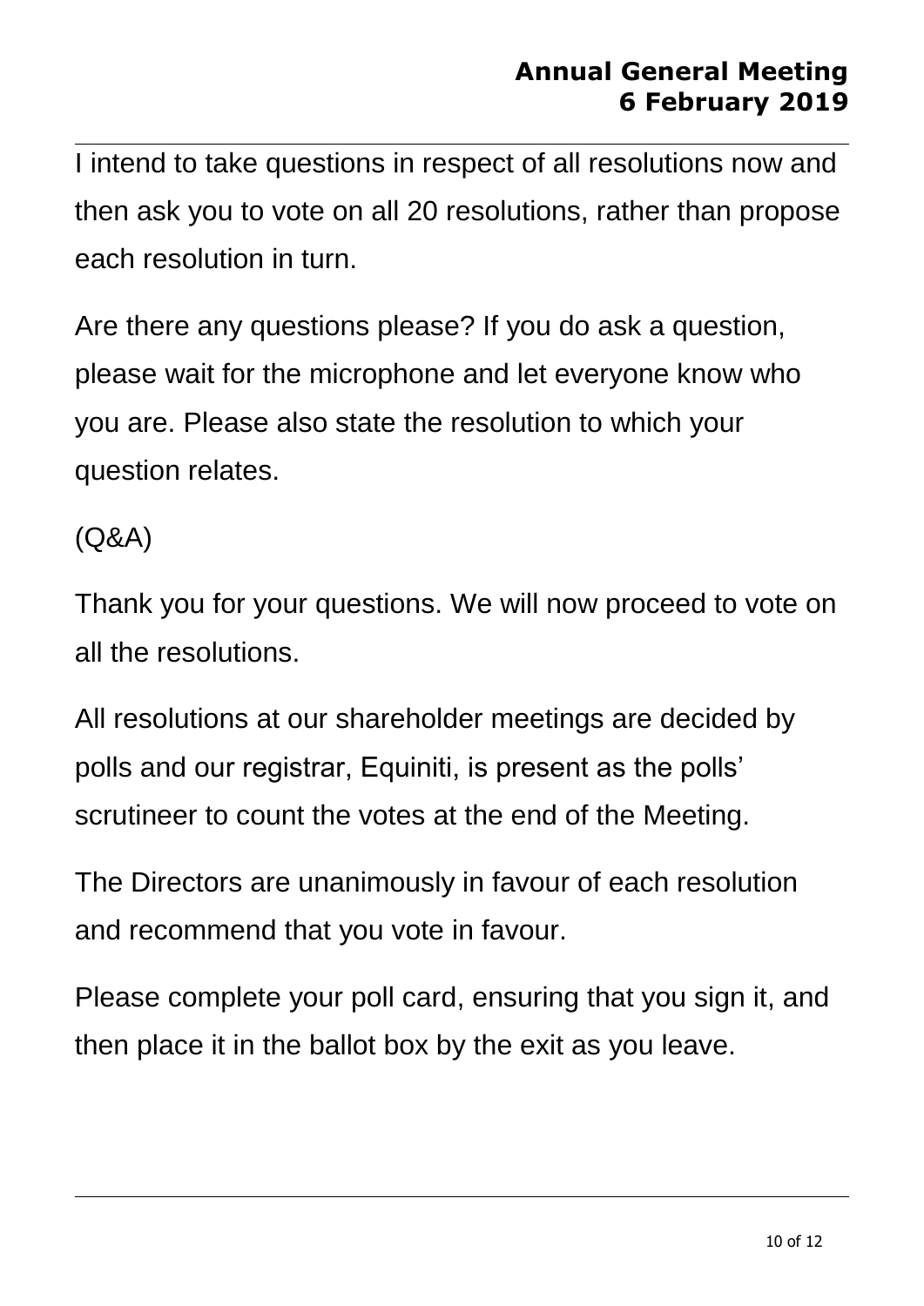I intend to take questions in respect of all resolutions now and then ask you to vote on all 20 resolutions, rather than propose each resolution in turn.

Are there any questions please? If you do ask a question, please wait for the microphone and let everyone know who you are. Please also state the resolution to which your question relates.

(Q&A)

Thank you for your questions. We will now proceed to vote on all the resolutions.

All resolutions at our shareholder meetings are decided by polls and our registrar, Equiniti, is present as the polls' scrutineer to count the votes at the end of the Meeting.

The Directors are unanimously in favour of each resolution and recommend that you vote in favour.

Please complete your poll card, ensuring that you sign it, and then place it in the ballot box by the exit as you leave.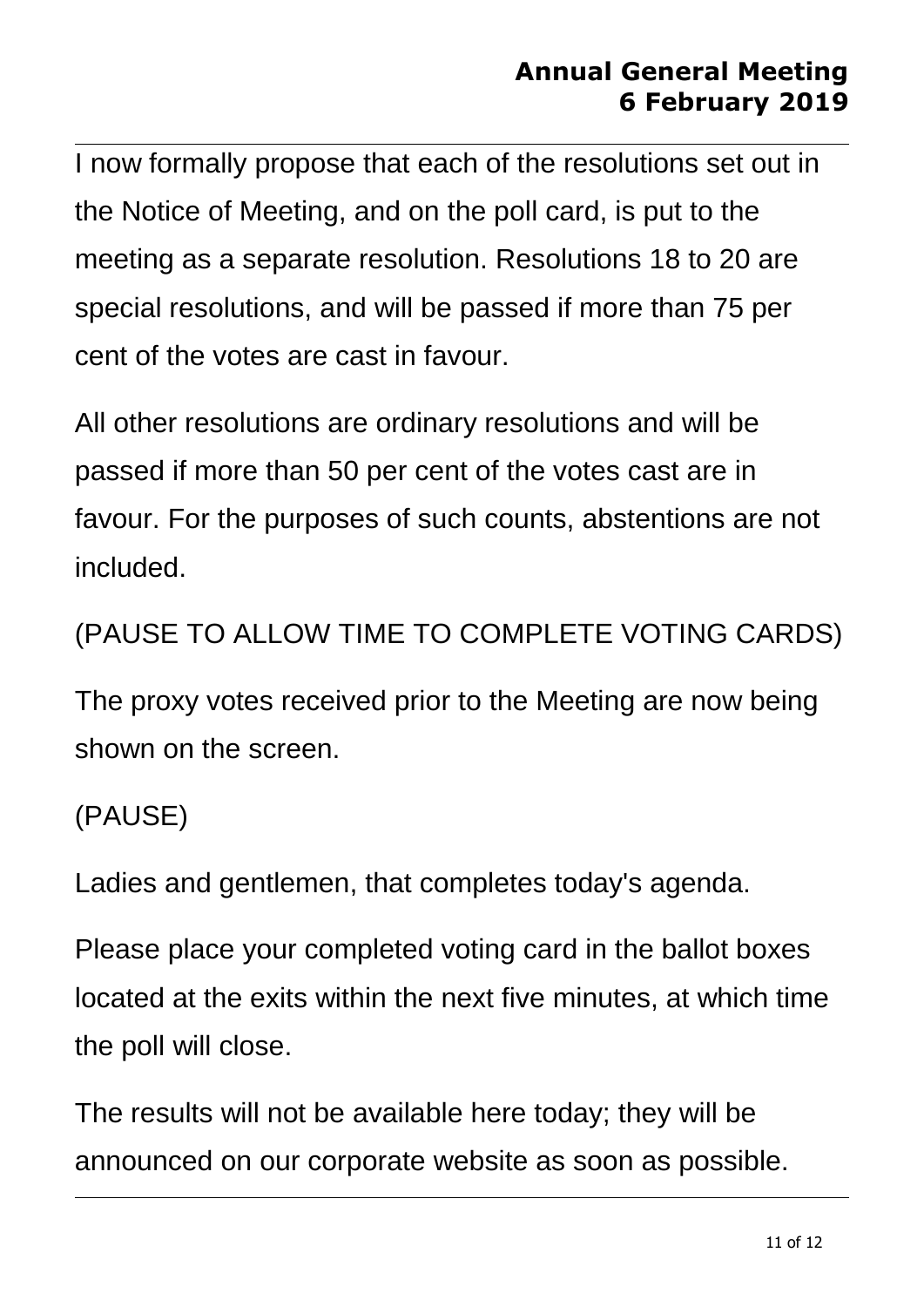I now formally propose that each of the resolutions set out in the Notice of Meeting, and on the poll card, is put to the meeting as a separate resolution. Resolutions 18 to 20 are special resolutions, and will be passed if more than 75 per cent of the votes are cast in favour.

All other resolutions are ordinary resolutions and will be passed if more than 50 per cent of the votes cast are in favour. For the purposes of such counts, abstentions are not included.

(PAUSE TO ALLOW TIME TO COMPLETE VOTING CARDS)

The proxy votes received prior to the Meeting are now being shown on the screen.

(PAUSE)

Ladies and gentlemen, that completes today's agenda.

Please place your completed voting card in the ballot boxes located at the exits within the next five minutes, at which time the poll will close.

The results will not be available here today; they will be announced on our corporate website as soon as possible.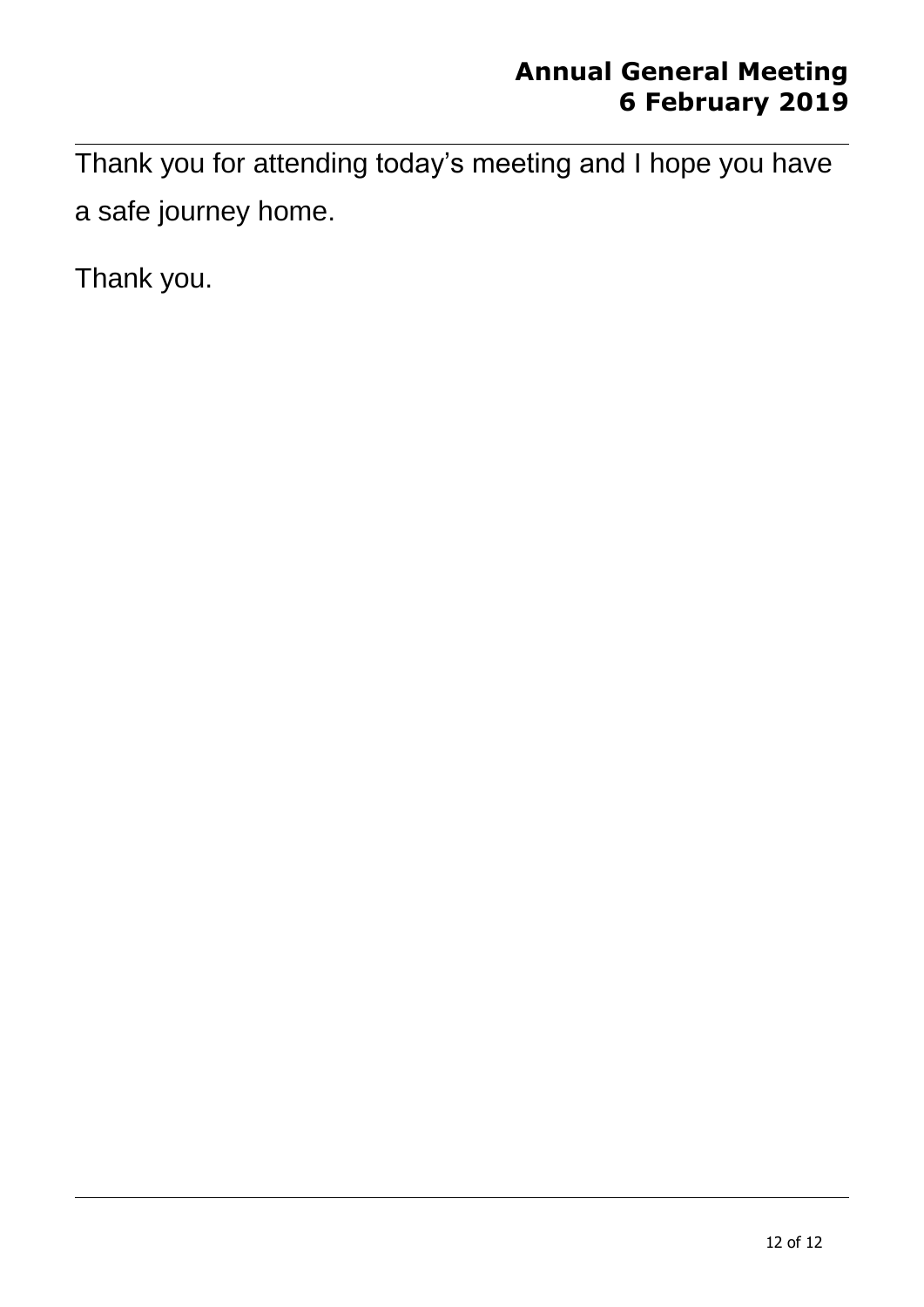Thank you for attending today's meeting and I hope you have a safe journey home.

Thank you.